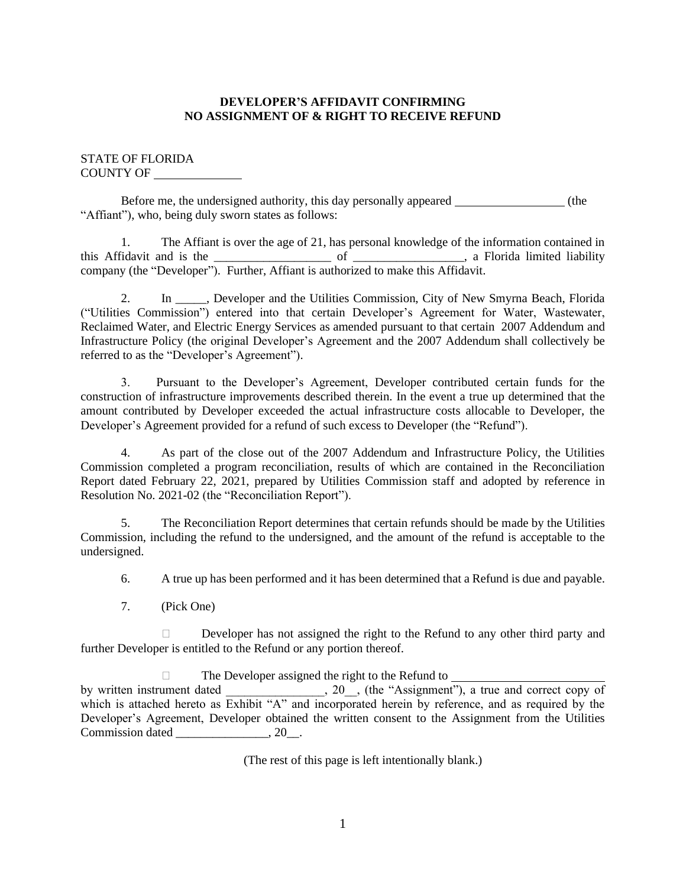**DEVELOPER'S AFFIDAVIT CONFIRMING NO ASSIGNMENT OF & RIGHT TO RECEIVE REFUND**

STATE OF FLORIDA
COUNTY OF ______________

Before me, the undersigned authority, this day personally appeared __________________ (the "Affiant"), who, being duly sworn states as follows:

1. The Affiant is over the age of 21, has personal knowledge of the information contained in this Affidavit and is the ___________________ of __________________, a Florida limited liability company (the "Developer"). Further, Affiant is authorized to make this Affidavit.

2. In _____, Developer and the Utilities Commission, City of New Smyrna Beach, Florida ("Utilities Commission") entered into that certain Developer's Agreement for Water, Wastewater, Reclaimed Water, and Electric Energy Services as amended pursuant to that certain 2007 Addendum and Infrastructure Policy (the original Developer's Agreement and the 2007 Addendum shall collectively be referred to as the "Developer's Agreement").

3. Pursuant to the Developer's Agreement, Developer contributed certain funds for the construction of infrastructure improvements described therein. In the event a true up determined that the amount contributed by Developer exceeded the actual infrastructure costs allocable to Developer, the Developer's Agreement provided for a refund of such excess to Developer (the "Refund").

4. As part of the close out of the 2007 Addendum and Infrastructure Policy, the Utilities Commission completed a program reconciliation, results of which are contained in the Reconciliation Report dated February 22, 2021, prepared by Utilities Commission staff and adopted by reference in Resolution No. 2021-02 (the "Reconciliation Report").

5. The Reconciliation Report determines that certain refunds should be made by the Utilities Commission, including the refund to the undersigned, and the amount of the refund is acceptable to the undersigned.

6. A true up has been performed and it has been determined that a Refund is due and payable.

7. (Pick One)

☐ Developer has not assigned the right to the Refund to any other third party and further Developer is entitled to the Refund or any portion thereof.

☐ The Developer assigned the right to the Refund to _________________________ by written instrument dated ________________, 20__, (the "Assignment"), a true and correct copy of which is attached hereto as Exhibit "A" and incorporated herein by reference, and as required by the Developer's Agreement, Developer obtained the written consent to the Assignment from the Utilities Commission dated _______________, 20__.

(The rest of this page is left intentionally blank.)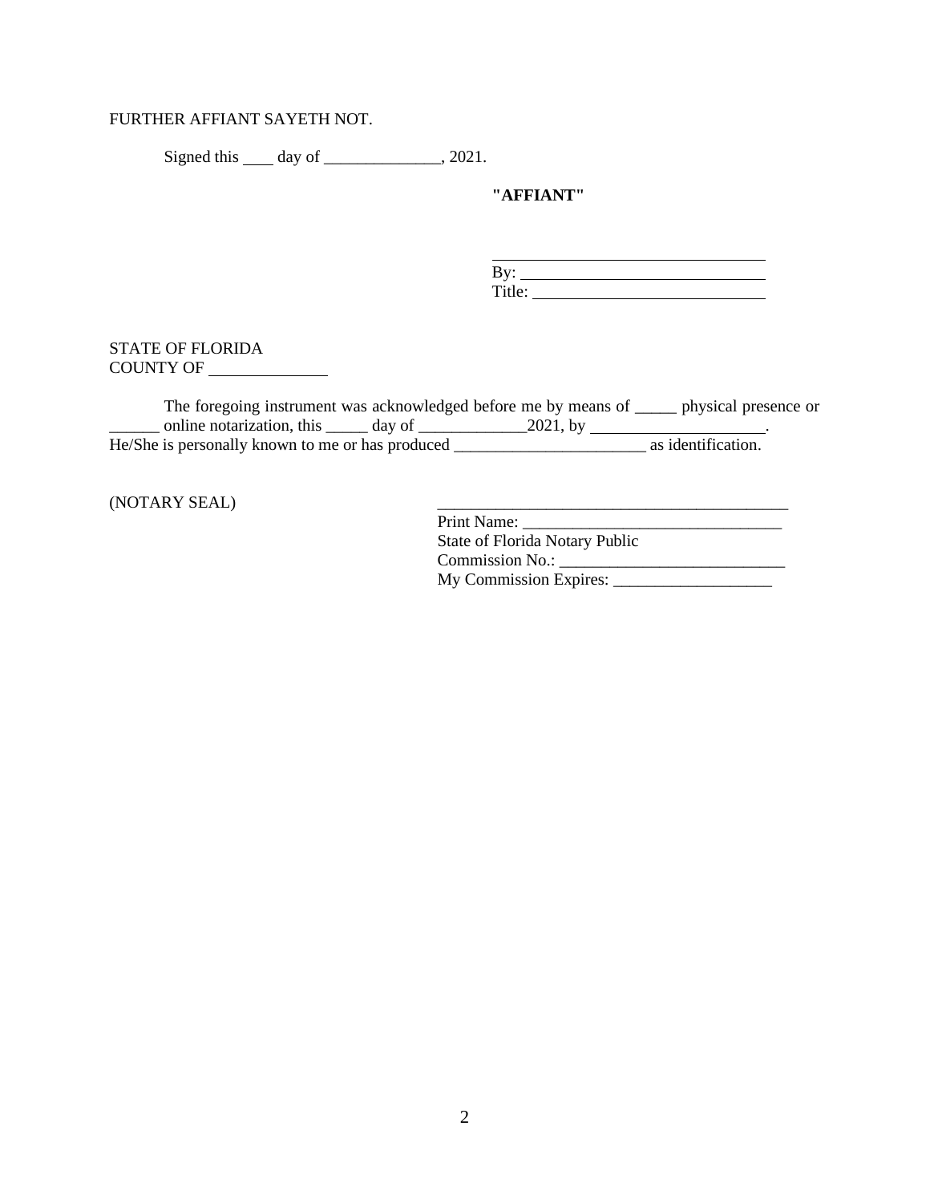FURTHER AFFIANT SAYETH NOT.

Signed this ____ day of ______________, 2021.

**"AFFIANT"**

______________________________
By: ___________________________
Title: _________________________

STATE OF FLORIDA
COUNTY OF ____________

The foregoing instrument was acknowledged before me by means of _____ physical presence or ______ online notarization, this _____ day of _____________2021, by ____________________. He/She is personally known to me or has produced _______________________ as identification.

(NOTARY SEAL)

___________________________________________
Print Name: _______________________________
State of Florida Notary Public
Commission No.: ___________________________
My Commission Expires: ___________________